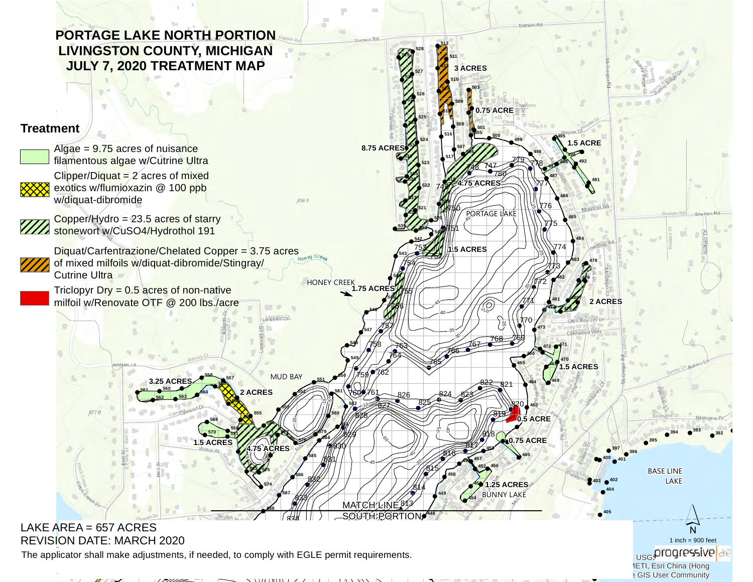# PORTAGE LAKE NORTH PORTION
# LIVINGSTON COUNTY, MICHIGAN
# JULY 7, 2020 TREATMENT MAP

## Treatment

- Algae = 9.75 acres of nuisance filamentous algae w/Cutrine Ultra
- Clipper/Diquat = 2 acres of mixed exotics w/flumioxazin @ 100 ppb w/diquat-dibromide
- Copper/Hydro = 23.5 acres of starry stonewort w/CuSO4/Hydrothol 191
- Diquat/Carfentrazone/Chelated Copper = 3.75 acres of mixed milfoils w/diquat-dibromide/Stingray/Cutrine Ultra
- Triclopyr Dry = 0.5 acres of non-native milfoil w/Renovate OTF @ 200 lbs./acre

3 ACRES
0.75 ACRE
8.75 ACRES
4.75 ACRES
1.5 ACRE
1.5 ACRES
1.75 ACRES
2 ACRES
1.5 ACRES
3.25 ACRES
2 ACRES
0.5 ACRE
0.75 ACRE
1.5 ACRES
4.75 ACRES
1.25 ACRES

PORTAGE LAKE
HONEY CREEK
MUD BAY
BUNNY LAKE
BASE LINE LAKE
MATCH LINE
SOUTH PORTION

LAKE AREA = 657 ACRES
REVISION DATE: MARCH 2020

The applicator shall make adjustments, if needed, to comply with EGLE permit requirements.

1 inch = 900 feet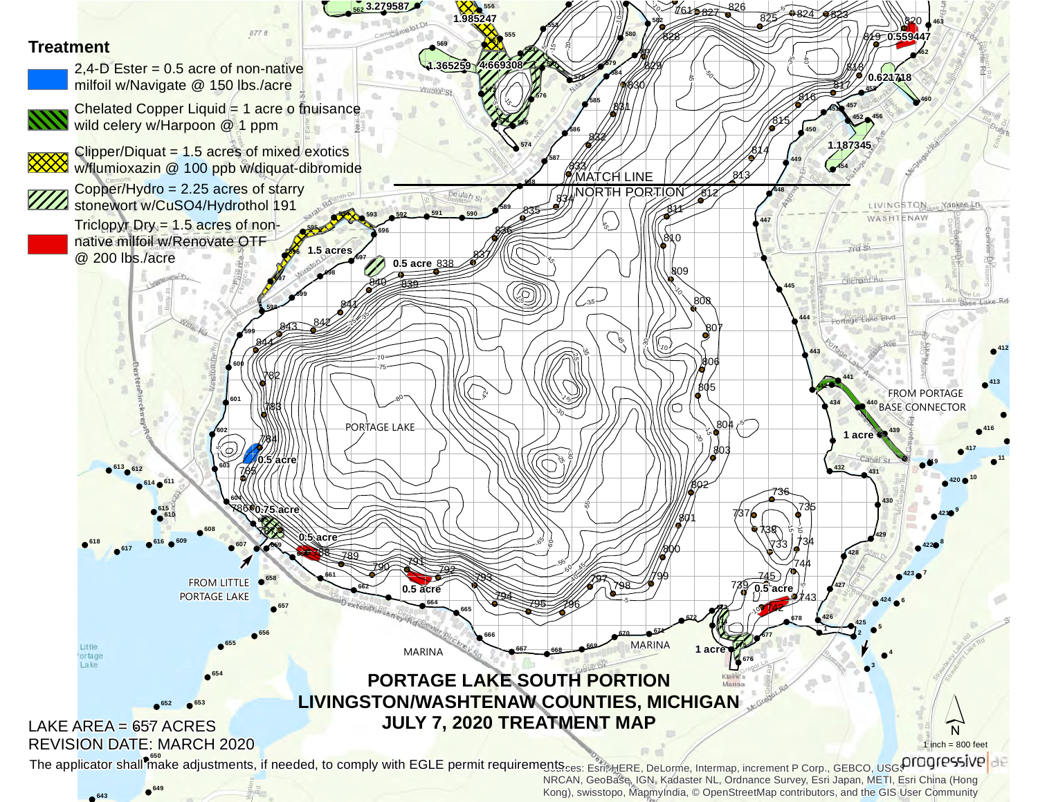## Treatment

- 2,4-D Ester = 0.5 acre of non-native milfoil w/Navigate @ 150 lbs./acre
- Chelated Copper Liquid = 1 acre o fnuisance wild celery w/Harpoon @ 1 ppm
- Clipper/Diquat = 1.5 acres of mixed exotics w/flumioxazin @ 100 ppb w/diquat-dibromide
- Copper/Hydro = 2.25 acres of starry stonewort w/CuSO4/Hydrothol 191
- Triclopyr Dry = 1.5 acres of non-native milfoil w/Renovate OTF @ 200 lbs./acre

MATCH LINE
NORTH PORTION

PORTAGE LAKE

FROM PORTAGE BASE CONNECTOR

FROM LITTLE PORTAGE LAKE

MARINA

MARINA

1.5 acres
0.5 acre
0.5 acre
0.75 acre
0.5 acre
0.5 acre
0.5 acre
1 acre
1 acre

3.279587
1.985247
1.365259
4.669308
0.559447
0.621718
1.187345

# PORTAGE LAKE SOUTH PORTION
# LIVINGSTON/WASHTENAW COUNTIES, MICHIGAN
# JULY 7, 2020 TREATMENT MAP

LAKE AREA = 657 ACRES
REVISION DATE: MARCH 2020

The applicator shall make adjustments, if needed, to comply with EGLE permit requirements.

N
1 inch = 800 feet

Sources: Esri, HERE, DeLorme, Intermap, increment P Corp., GEBCO, USGS, FAO, NPS, NRCAN, GeoBase, IGN, Kadaster NL, Ordnance Survey, Esri Japan, METI, Esri China (Hong Kong), swisstopo, MapmyIndia, © OpenStreetMap contributors, and the GIS User Community

progressive ae